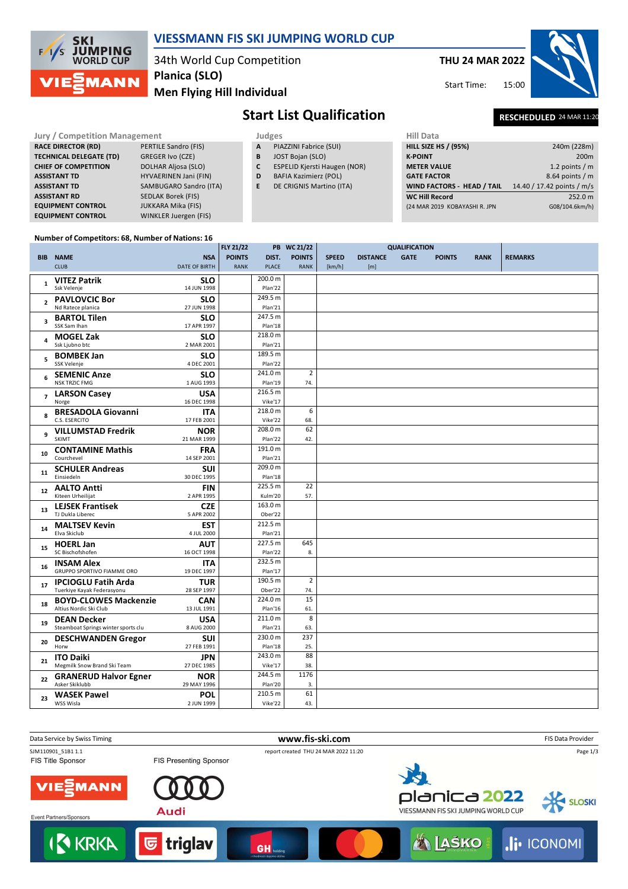# VIESSMANN FIS SKI JUMPING WORLD CUP

34th World Cup Competition
**Planica (SLO)**
**Men Flying Hill Individual**

**THU 24 MAR 2022**
Start Time: 15:00

## Start List Qualification

**RESCHEDULED** 24 MAR 11:20

| Jury / Competition Management | |
|---|---|
| RACE DIRECTOR (RD) | PERTILE Sandro (FIS) |
| TECHNICAL DELEGATE (TD) | GREGER Ivo (CZE) |
| CHIEF OF COMPETITION | DOLHAR Aljosa (SLO) |
| ASSISTANT TD | HYVAERINEN Jani (FIN) |
| ASSISTANT TD | SAMBUGARO Sandro (ITA) |
| ASSISTANT RD | SEDLAK Borek (FIS) |
| EQUIPMENT CONTROL | JUKKARA Mika (FIS) |
| EQUIPMENT CONTROL | WINKLER Juergen (FIS) |

| Judges | |
|---|---|
| A | PIAZZINI Fabrice (SUI) |
| B | JOST Bojan (SLO) |
| C | ESPELID Kjersti Haugen (NOR) |
| D | BAFIA Kazimierz (POL) |
| E | DE CRIGNIS Martino (ITA) |

| Hill Data | |
|---|---|
| HILL SIZE HS / (95%) | 240m (228m) |
| K-POINT | 200m |
| METER VALUE | 1.2 points / m |
| GATE FACTOR | 8.64 points / m |
| WIND FACTORS - HEAD / TAIL | 14.40 / 17.42 points / m/s |
| WC Hill Record | 252.0 m |
| (24 MAR 2019 KOBAYASHI R. JPN | G08/104.6km/h) |

**Number of Competitors: 68, Number of Nations: 16**

| BIB | NAME / CLUB | NSA / DATE OF BIRTH | FLY 21/22 POINTS / RANK | PB DIST. / PLACE | WC 21/22 POINTS / RANK | SPEED [km/h] | DISTANCE [m] | GATE | POINTS | RANK | REMARKS |
|---|---|---|---|---|---|---|---|---|---|---|---|
| 1 | **VITEZ Patrik** Ssk Velenje | **SLO** 14 JUN 1998 | | 200.0 m Plan'22 | | | | | | | |
| 2 | **PAVLOVCIC Bor** Nd Ratece planica | **SLO** 27 JUN 1998 | | 249.5 m Plan'21 | | | | | | | |
| 3 | **BARTOL Tilen** SSK Sam Ihan | **SLO** 17 APR 1997 | | 247.5 m Plan'18 | | | | | | | |
| 4 | **MOGEL Zak** Ssk Ljubno btc | **SLO** 2 MAR 2001 | | 218.0 m Plan'21 | | | | | | | |
| 5 | **BOMBEK Jan** SSK Velenje | **SLO** 4 DEC 2001 | | 189.5 m Plan'22 | | | | | | | |
| 6 | **SEMENIC Anze** NSK TRZIC FMG | **SLO** 1 AUG 1993 | | 241.0 m Plan'19 | 2 74. | | | | | | |
| 7 | **LARSON Casey** Norge | **USA** 16 DEC 1998 | | 216.5 m Vike'17 | | | | | | | |
| 8 | **BRESADOLA Giovanni** C.S. ESERCITO | **ITA** 17 FEB 2001 | | 218.0 m Vike'22 | 6 68. | | | | | | |
| 9 | **VILLUMSTAD Fredrik** SKIMT | **NOR** 21 MAR 1999 | | 208.0 m Plan'22 | 62 42. | | | | | | |
| 10 | **CONTAMINE Mathis** Courchevel | **FRA** 14 SEP 2001 | | 191.0 m Plan'21 | | | | | | | |
| 11 | **SCHULER Andreas** Einsiedeln | **SUI** 30 DEC 1995 | | 209.0 m Plan'18 | | | | | | | |
| 12 | **AALTO Antti** Kiteen Urheilijat | **FIN** 2 APR 1995 | | 225.5 m Kulm'20 | 22 57. | | | | | | |
| 13 | **LEJSEK Frantisek** TJ Dukla Liberec | **CZE** 5 APR 2002 | | 163.0 m Ober'22 | | | | | | | |
| 14 | **MALTSEV Kevin** Elva Skiclub | **EST** 4 JUL 2000 | | 212.5 m Plan'21 | | | | | | | |
| 15 | **HOERL Jan** SC Bischofshofen | **AUT** 16 OCT 1998 | | 227.5 m Plan'22 | 645 8. | | | | | | |
| 16 | **INSAM Alex** GRUPPO SPORTIVO FIAMME ORO | **ITA** 19 DEC 1997 | | 232.5 m Plan'17 | | | | | | | |
| 17 | **IPCIOGLU Fatih Arda** Tuerkiye Kayak Federasyonu | **TUR** 28 SEP 1997 | | 190.5 m Ober'22 | 2 74. | | | | | | |
| 18 | **BOYD-CLOWES Mackenzie** Altius Nordic Ski Club | **CAN** 13 JUL 1991 | | 224.0 m Plan'16 | 15 61. | | | | | | |
| 19 | **DEAN Decker** Steamboat Springs winter sports clu | **USA** 8 AUG 2000 | | 211.0 m Plan'21 | 8 63. | | | | | | |
| 20 | **DESCHWANDEN Gregor** Horw | **SUI** 27 FEB 1991 | | 230.0 m Plan'18 | 237 25. | | | | | | |
| 21 | **ITO Daiki** Megmilk Snow Brand Ski Team | **JPN** 27 DEC 1985 | | 243.0 m Vike'17 | 88 38. | | | | | | |
| 22 | **GRANERUD Halvor Egner** Asker Skiklubb | **NOR** 29 MAY 1996 | | 244.5 m Plan'20 | 1176 3. | | | | | | |
| 23 | **WASEK Pawel** WSS Wisla | **POL** 2 JUN 1999 | | 210.5 m Vike'22 | 61 43. | | | | | | |

Data Service by Swiss Timing — www.fis-ski.com — FIS Data Provider

SJM110901_51B1 1.1 — report created THU 24 MAR 2022 11:20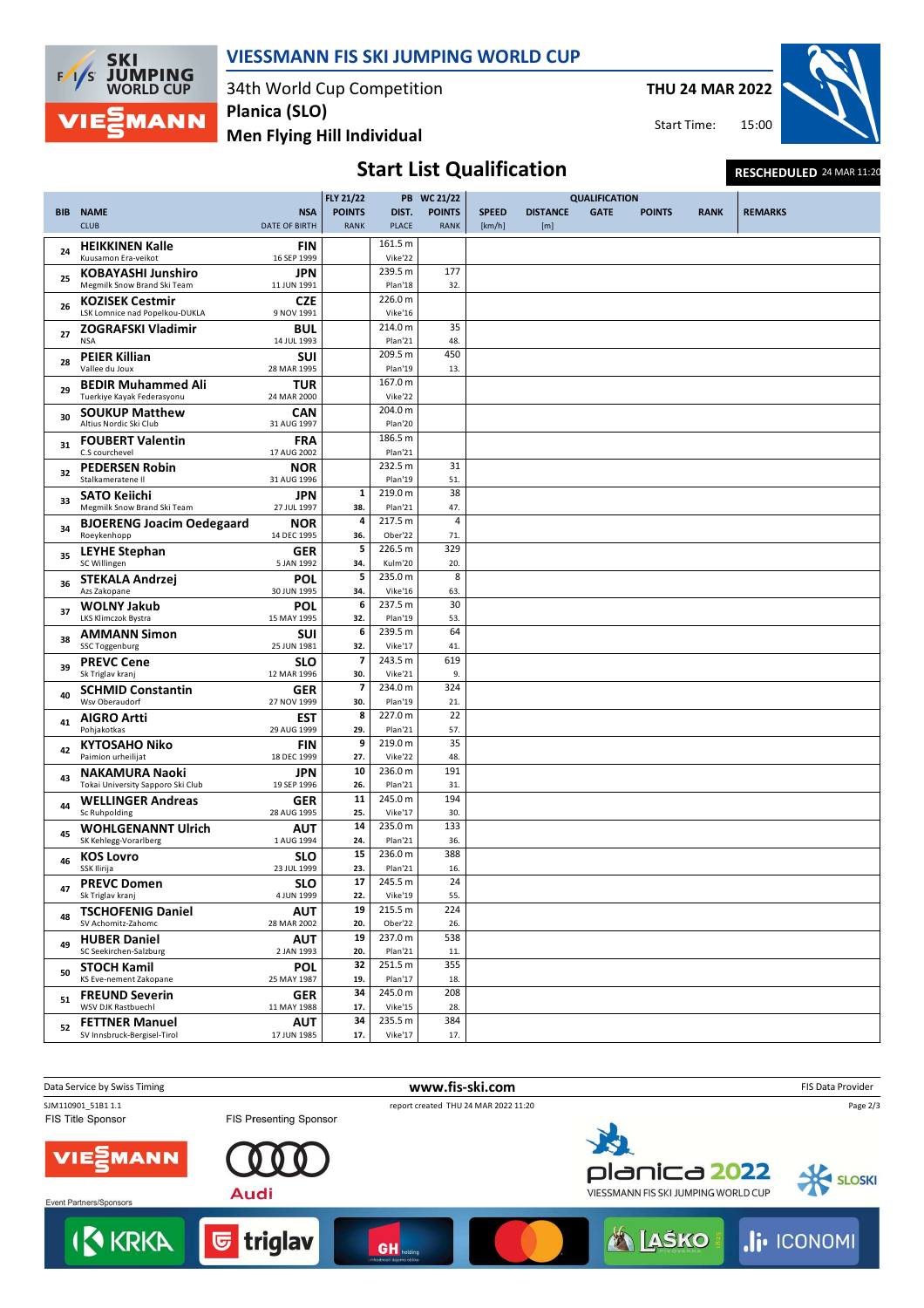# VIESSMANN FIS SKI JUMPING WORLD CUP

34th World Cup Competition
**Planica (SLO)**
**Men Flying Hill Individual**

**THU 24 MAR 2022**
Start Time: 15:00

## Start List Qualification

**RESCHEDULED** 24 MAR 11:20

| BIB | NAME / CLUB | NSA / DATE OF BIRTH | FLY 21/22 POINTS / RANK | PB DIST. / PLACE | WC 21/22 POINTS / RANK | SPEED [km/h] | DISTANCE [m] | GATE | POINTS | RANK | REMARKS |
|---|---|---|---|---|---|---|---|---|---|---|---|
| 24 | **HEIKKINEN Kalle** / Kuusamon Era-veikot | FIN / 16 SEP 1999 | | 161.5 m / Vike'22 | | | | | | | |
| 25 | **KOBAYASHI Junshiro** / Megmilk Snow Brand Ski Team | JPN / 11 JUN 1991 | | 239.5 m / Plan'18 | 177 / 32. | | | | | | |
| 26 | **KOZISEK Cestmir** / LSK Lomnice nad Popelkou-DUKLA | CZE / 9 NOV 1991 | | 226.0 m / Vike'16 | | | | | | | |
| 27 | **ZOGRAFSKI Vladimir** / NSA | BUL / 14 JUL 1993 | | 214.0 m / Plan'21 | 35 / 48. | | | | | | |
| 28 | **PEIER Killian** / Vallee du Joux | SUI / 28 MAR 1995 | | 209.5 m / Plan'19 | 450 / 13. | | | | | | |
| 29 | **BEDIR Muhammed Ali** / Tuerkiye Kayak Federasyonu | TUR / 24 MAR 2000 | | 167.0 m / Vike'22 | | | | | | | |
| 30 | **SOUKUP Matthew** / Altius Nordic Ski Club | CAN / 31 AUG 1997 | | 204.0 m / Plan'20 | | | | | | | |
| 31 | **FOUBERT Valentin** / C.S courchevel | FRA / 17 AUG 2002 | | 186.5 m / Plan'21 | | | | | | | |
| 32 | **PEDERSEN Robin** / Stalkameratene Il | NOR / 31 AUG 1996 | | 232.5 m / Plan'19 | 31 / 51. | | | | | | |
| 33 | **SATO Keiichi** / Megmilk Snow Brand Ski Team | JPN / 27 JUL 1997 | 1 / 38. | 219.0 m / Plan'21 | 38 / 47. | | | | | | |
| 34 | **BJOERENG Joacim Oedegaard** / Roeykenhopp | NOR / 14 DEC 1995 | 4 / 36. | 217.5 m / Ober'22 | 4 / 71. | | | | | | |
| 35 | **LEYHE Stephan** / SC Willingen | GER / 5 JAN 1992 | 5 / 34. | 226.5 m / Kulm'20 | 329 / 20. | | | | | | |
| 36 | **STEKALA Andrzej** / Azs Zakopane | POL / 30 JUN 1995 | 5 / 34. | 235.0 m / Vike'16 | 8 / 63. | | | | | | |
| 37 | **WOLNY Jakub** / LKS Klimczok Bystra | POL / 15 MAY 1995 | 6 / 32. | 237.5 m / Plan'19 | 30 / 53. | | | | | | |
| 38 | **AMMANN Simon** / SSC Toggenburg | SUI / 25 JUN 1981 | 6 / 32. | 239.5 m / Vike'17 | 64 / 41. | | | | | | |
| 39 | **PREVC Cene** / Sk Triglav kranj | SLO / 12 MAR 1996 | 7 / 30. | 243.5 m / Vike'21 | 619 / 9. | | | | | | |
| 40 | **SCHMID Constantin** / Wsv Oberaudorf | GER / 27 NOV 1999 | 7 / 30. | 234.0 m / Plan'19 | 324 / 21. | | | | | | |
| 41 | **AIGRO Artti** / Pohjakotkas | EST / 29 AUG 1999 | 8 / 29. | 227.0 m / Plan'21 | 22 / 57. | | | | | | |
| 42 | **KYTOSAHO Niko** / Paimion urheilijat | FIN / 18 DEC 1999 | 9 / 27. | 219.0 m / Vike'22 | 35 / 48. | | | | | | |
| 43 | **NAKAMURA Naoki** / Tokai University Sapporo Ski Club | JPN / 19 SEP 1996 | 10 / 26. | 236.0 m / Plan'21 | 191 / 31. | | | | | | |
| 44 | **WELLINGER Andreas** / Sc Ruhpolding | GER / 28 AUG 1995 | 11 / 25. | 245.0 m / Vike'17 | 194 / 30. | | | | | | |
| 45 | **WOHLGENANNT Ulrich** / SK Kehlegg-Vorarlberg | AUT / 1 AUG 1994 | 14 / 24. | 235.0 m / Plan'21 | 133 / 36. | | | | | | |
| 46 | **KOS Lovro** / SSK Ilirija | SLO / 23 JUL 1999 | 15 / 23. | 236.0 m / Plan'21 | 388 / 16. | | | | | | |
| 47 | **PREVC Domen** / Sk Triglav kranj | SLO / 4 JUN 1999 | 17 / 22. | 245.5 m / Vike'19 | 24 / 55. | | | | | | |
| 48 | **TSCHOFENIG Daniel** / SV Achomitz-Zahomc | AUT / 28 MAR 2002 | 19 / 20. | 215.5 m / Ober'22 | 224 / 26. | | | | | | |
| 49 | **HUBER Daniel** / SC Seekirchen-Salzburg | AUT / 2 JAN 1993 | 19 / 20. | 237.0 m / Plan'21 | 538 / 11. | | | | | | |
| 50 | **STOCH Kamil** / KS Eve-nement Zakopane | POL / 25 MAY 1987 | 32 / 19. | 251.5 m / Plan'17 | 355 / 18. | | | | | | |
| 51 | **FREUND Severin** / WSV DJK Rastbuechl | GER / 11 MAY 1988 | 34 / 17. | 245.0 m / Vike'15 | 208 / 28. | | | | | | |
| 52 | **FETTNER Manuel** / SV Innsbruck-Bergisel-Tirol | AUT / 17 JUN 1985 | 34 / 17. | 235.5 m / Vike'17 | 384 / 17. | | | | | | |

Data Service by Swiss Timing — www.fis-ski.com — FIS Data Provider

SJM110901_51B1 1.1 — report created THU 24 MAR 2022 11:20

FIS Title Sponsor — FIS Presenting Sponsor — Event Partners/Sponsors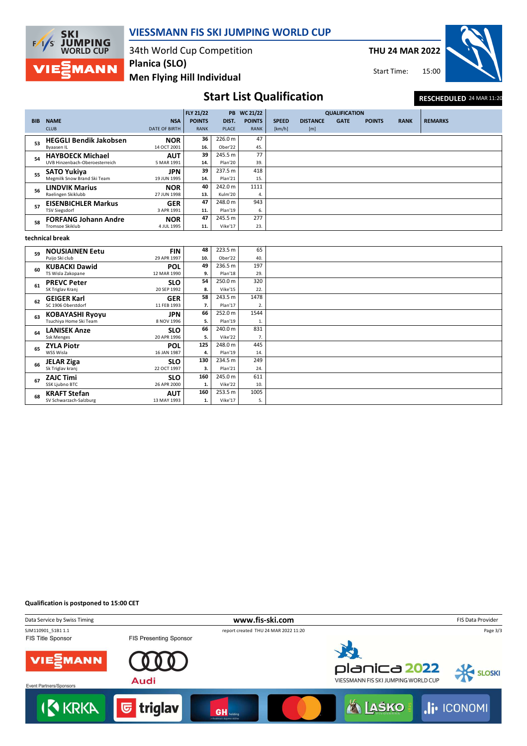# VIESSMANN FIS SKI JUMPING WORLD CUP

34th World Cup Competition
**Planica (SLO)**
**Men Flying Hill Individual**

**THU 24 MAR 2022**
Start Time: 15:00

## Start List Qualification

**RESCHEDULED** 24 MAR 11:20

| BIB | NAME / CLUB | NSA / DATE OF BIRTH | FLY 21/22 POINTS / RANK | PB DIST. / PLACE | WC 21/22 POINTS / RANK | SPEED [km/h] | DISTANCE [m] | GATE | POINTS | RANK | REMARKS |
|---|---|---|---|---|---|---|---|---|---|---|---|
| 53 | **HEGGLI Bendik Jakobsen** Byaasen IL | **NOR** 14 OCT 2001 | 36 / 16. | 226.0 m / Ober'22 | 47 / 45. | | | | | | |
| 54 | **HAYBOECK Michael** UVB Hinzenbach-Oberoesterreich | **AUT** 5 MAR 1991 | 39 / 14. | 245.5 m / Plan'20 | 77 / 39. | | | | | | |
| 55 | **SATO Yukiya** Megmilk Snow Brand Ski Team | **JPN** 19 JUN 1995 | 39 / 14. | 237.5 m / Plan'21 | 418 / 15. | | | | | | |
| 56 | **LINDVIK Marius** Raelingen Skiklubb | **NOR** 27 JUN 1998 | 40 / 13. | 242.0 m / Kulm'20 | 1111 / 4. | | | | | | |
| 57 | **EISENBICHLER Markus** TSV Siegsdorf | **GER** 3 APR 1991 | 47 / 11. | 248.0 m / Plan'19 | 943 / 6. | | | | | | |
| 58 | **FORFANG Johann Andre** Tromsoe Skiklub | **NOR** 4 JUL 1995 | 47 / 11. | 245.5 m / Vike'17 | 277 / 23. | | | | | | |
| | **technical break** | | | | | | | | | | |
| 59 | **NOUSIAINEN Eetu** Puijo Ski club | **FIN** 29 APR 1997 | 48 / 10. | 223.5 m / Ober'22 | 65 / 40. | | | | | | |
| 60 | **KUBACKI Dawid** TS Wisla Zakopane | **POL** 12 MAR 1990 | 49 / 9. | 236.5 m / Plan'18 | 197 / 29. | | | | | | |
| 61 | **PREVC Peter** SK Triglav Kranj | **SLO** 20 SEP 1992 | 54 / 8. | 250.0 m / Vike'15 | 320 / 22. | | | | | | |
| 62 | **GEIGER Karl** SC 1906 Oberstdorf | **GER** 11 FEB 1993 | 58 / 7. | 243.5 m / Plan'17 | 1478 / 2. | | | | | | |
| 63 | **KOBAYASHI Ryoyu** Tsuchiya Home Ski Team | **JPN** 8 NOV 1996 | 66 / 5. | 252.0 m / Plan'19 | 1544 / 1. | | | | | | |
| 64 | **LANISEK Anze** Ssk Menges | **SLO** 20 APR 1996 | 66 / 5. | 240.0 m / Vike'22 | 831 / 7. | | | | | | |
| 65 | **ZYLA Piotr** WSS Wisla | **POL** 16 JAN 1987 | 125 / 4. | 248.0 m / Plan'19 | 445 / 14. | | | | | | |
| 66 | **JELAR Ziga** Sk Triglav kranj | **SLO** 22 OCT 1997 | 130 / 3. | 234.5 m / Plan'21 | 249 / 24. | | | | | | |
| 67 | **ZAJC Timi** SSK Ljubno BTC | **SLO** 26 APR 2000 | 160 / 1. | 245.0 m / Vike'22 | 611 / 10. | | | | | | |
| 68 | **KRAFT Stefan** SV Schwarzach-Salzburg | **AUT** 13 MAY 1993 | 160 / 1. | 253.5 m / Vike'17 | 1005 / 5. | | | | | | |

**Qualification is postponed to 15:00 CET**

Data Service by Swiss Timing — www.fis-ski.com — FIS Data Provider

SJM110901_51B1 1.1 — report created THU 24 MAR 2022 11:20